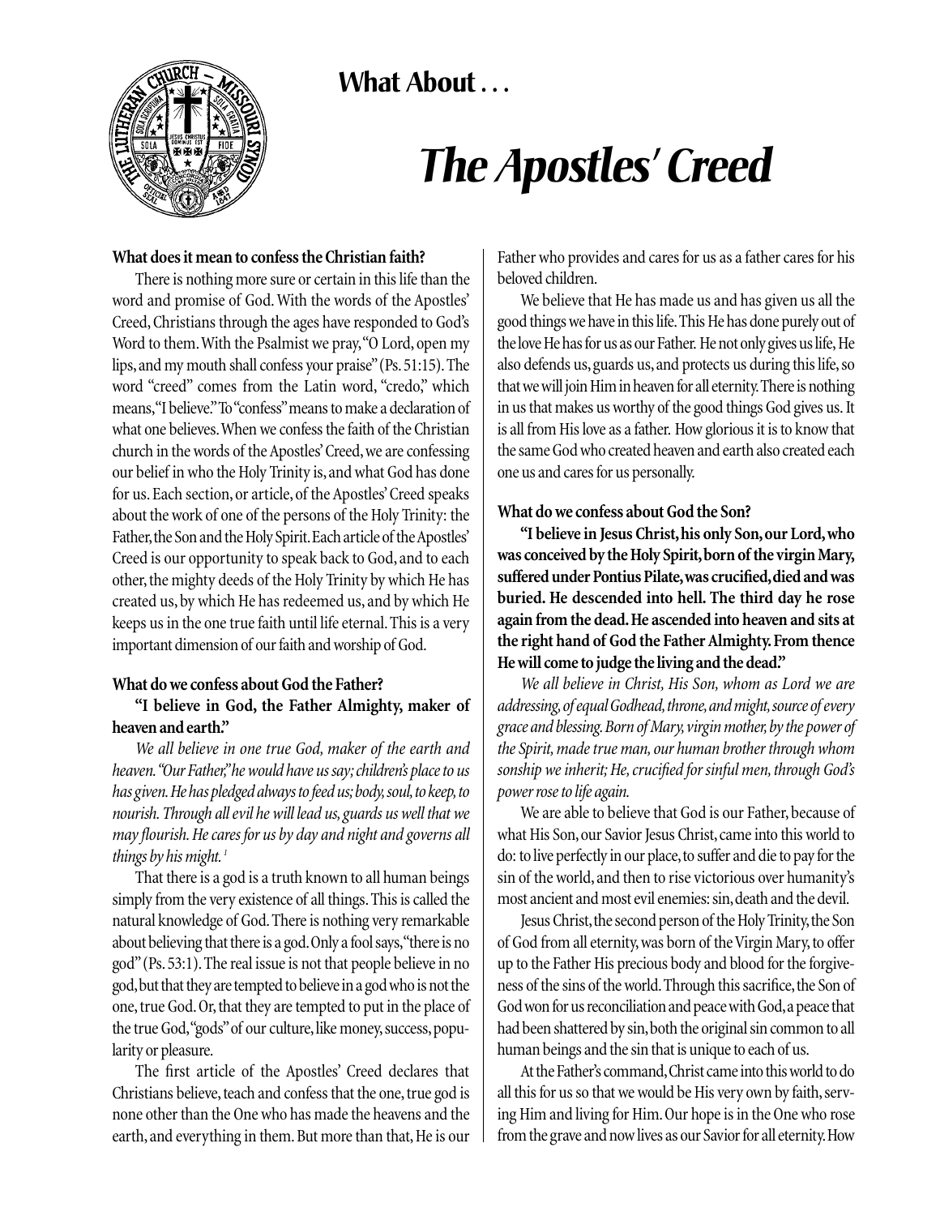# What About . . .

# *The Apostles' Creed*

**What does it mean to confess the Christian faith?**

There is nothing more sure or certain in this life than the word and promise of God. With the words of the Apostles' Creed, Christians through the ages have responded to God's Word to them. With the Psalmist we pray, "O Lord, open my lips, and my mouth shall confess your praise" (Ps. 51:15). The word "creed" comes from the Latin word, "credo," which means, "I believe." To "confess" means to make a declaration of what one believes. When we confess the faith of the Christian church in the words of the Apostles' Creed, we are confessing our belief in who the Holy Trinity is, and what God has done for us. Each section, or article, of the Apostles' Creed speaks about the work of one of the persons of the Holy Trinity: the Father, the Son and the Holy Spirit. Each article of the Apostles' Creed is our opportunity to speak back to God, and to each other, the mighty deeds of the Holy Trinity by which He has created us, by which He has redeemed us, and by which He keeps us in the one true faith until life eternal. This is a very important dimension of our faith and worship of God.

**What do we confess about God the Father?**

**"I believe in God, the Father Almighty, maker of heaven and earth."**

*We all believe in one true God, maker of the earth and heaven. "Our Father," he would have us say; children's place to us has given. He has pledged always to feed us; body, soul, to keep, to nourish. Through all evil he will lead us, guards us well that we may flourish. He cares for us by day and night and governs all things by his might.* [1]

That there is a god is a truth known to all human beings simply from the very existence of all things. This is called the natural knowledge of God. There is nothing very remarkable about believing that there is a god. Only a fool says, "there is no god" (Ps. 53:1). The real issue is not that people believe in no god, but that they are tempted to believe in a god who is not the one, true God. Or, that they are tempted to put in the place of the true God, "gods" of our culture, like money, success, popularity or pleasure.

The first article of the Apostles' Creed declares that Christians believe, teach and confess that the one, true god is none other than the One who has made the heavens and the earth, and everything in them. But more than that, He is our Father who provides and cares for us as a father cares for his beloved children.

We believe that He has made us and has given us all the good things we have in this life. This He has done purely out of the love He has for us as our Father. He not only gives us life, He also defends us, guards us, and protects us during this life, so that we will join Him in heaven for all eternity. There is nothing in us that makes us worthy of the good things God gives us. It is all from His love as a father. How glorious it is to know that the same God who created heaven and earth also created each one us and cares for us personally.

**What do we confess about God the Son?**

**"I believe in Jesus Christ, his only Son, our Lord, who was conceived by the Holy Spirit, born of the virgin Mary, suffered under Pontius Pilate, was crucified, died and was buried. He descended into hell. The third day he rose again from the dead. He ascended into heaven and sits at the right hand of God the Father Almighty. From thence He will come to judge the living and the dead."**

*We all believe in Christ, His Son, whom as Lord we are addressing, of equal Godhead, throne, and might, source of every grace and blessing. Born of Mary, virgin mother, by the power of the Spirit, made true man, our human brother through whom sonship we inherit; He, crucified for sinful men, through God's power rose to life again.*

We are able to believe that God is our Father, because of what His Son, our Savior Jesus Christ, came into this world to do: to live perfectly in our place, to suffer and die to pay for the sin of the world, and then to rise victorious over humanity's most ancient and most evil enemies: sin, death and the devil.

Jesus Christ, the second person of the Holy Trinity, the Son of God from all eternity, was born of the Virgin Mary, to offer up to the Father His precious body and blood for the forgiveness of the sins of the world. Through this sacrifice, the Son of God won for us reconciliation and peace with God, a peace that had been shattered by sin, both the original sin common to all human beings and the sin that is unique to each of us.

At the Father's command, Christ came into this world to do all this for us so that we would be His very own by faith, serving Him and living for Him. Our hope is in the One who rose from the grave and now lives as our Savior for all eternity. How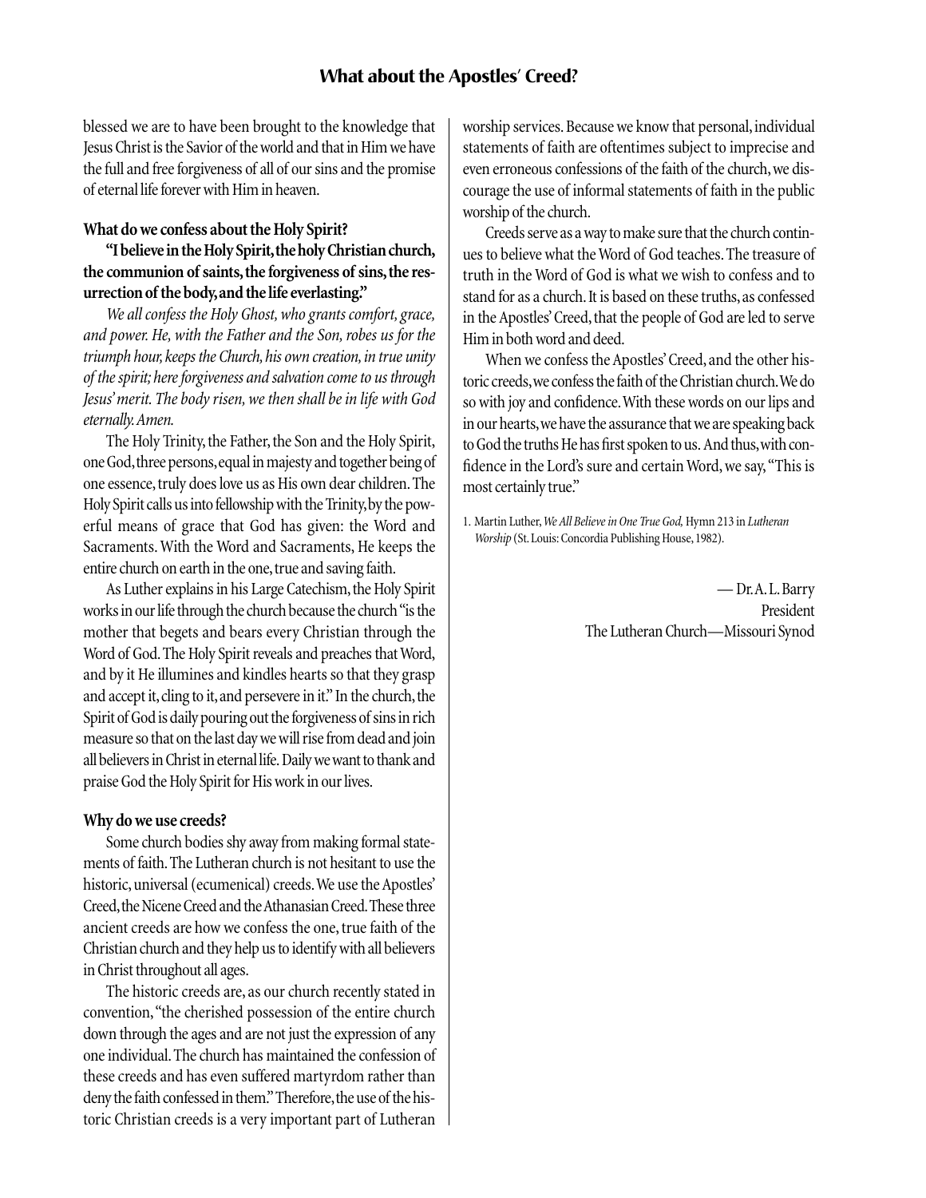blessed we are to have been brought to the knowledge that Jesus Christ is the Savior of the world and that in Him we have the full and free forgiveness of all of our sins and the promise of eternal life forever with Him in heaven.

**What do we confess about the Holy Spirit?**

**"I believe in the Holy Spirit, the holy Christian church, the communion of saints, the forgiveness of sins, the resurrection of the body, and the life everlasting."**

*We all confess the Holy Ghost, who grants comfort, grace, and power. He, with the Father and the Son, robes us for the triumph hour, keeps the Church, his own creation, in true unity of the spirit; here forgiveness and salvation come to us through Jesus' merit. The body risen, we then shall be in life with God eternally. Amen.*

The Holy Trinity, the Father, the Son and the Holy Spirit, one God, three persons, equal in majesty and together being of one essence, truly does love us as His own dear children. The Holy Spirit calls us into fellowship with the Trinity, by the powerful means of grace that God has given: the Word and Sacraments. With the Word and Sacraments, He keeps the entire church on earth in the one, true and saving faith.

As Luther explains in his Large Catechism, the Holy Spirit works in our life through the church because the church "is the mother that begets and bears every Christian through the Word of God. The Holy Spirit reveals and preaches that Word, and by it He illumines and kindles hearts so that they grasp and accept it, cling to it, and persevere in it." In the church, the Spirit of God is daily pouring out the forgiveness of sins in rich measure so that on the last day we will rise from dead and join all believers in Christ in eternal life. Daily we want to thank and praise God the Holy Spirit for His work in our lives.

**Why do we use creeds?**

Some church bodies shy away from making formal statements of faith. The Lutheran church is not hesitant to use the historic, universal (ecumenical) creeds. We use the Apostles' Creed, the Nicene Creed and the Athanasian Creed. These three ancient creeds are how we confess the one, true faith of the Christian church and they help us to identify with all believers in Christ throughout all ages.

The historic creeds are, as our church recently stated in convention, "the cherished possession of the entire church down through the ages and are not just the expression of any one individual. The church has maintained the confession of these creeds and has even suffered martyrdom rather than deny the faith confessed in them." Therefore, the use of the historic Christian creeds is a very important part of Lutheran worship services. Because we know that personal, individual statements of faith are oftentimes subject to imprecise and even erroneous confessions of the faith of the church, we discourage the use of informal statements of faith in the public worship of the church.

Creeds serve as a way to make sure that the church continues to believe what the Word of God teaches. The treasure of truth in the Word of God is what we wish to confess and to stand for as a church. It is based on these truths, as confessed in the Apostles' Creed, that the people of God are led to serve Him in both word and deed.

When we confess the Apostles' Creed, and the other historic creeds, we confess the faith of the Christian church. We do so with joy and confidence. With these words on our lips and in our hearts, we have the assurance that we are speaking back to God the truths He has first spoken to us. And thus, with confidence in the Lord's sure and certain Word, we say, "This is most certainly true."

1. Martin Luther, *We All Believe in One True God,* Hymn 213 in *Lutheran Worship* (St. Louis: Concordia Publishing House, 1982).

— Dr. A. L. Barry
President
The Lutheran Church—Missouri Synod